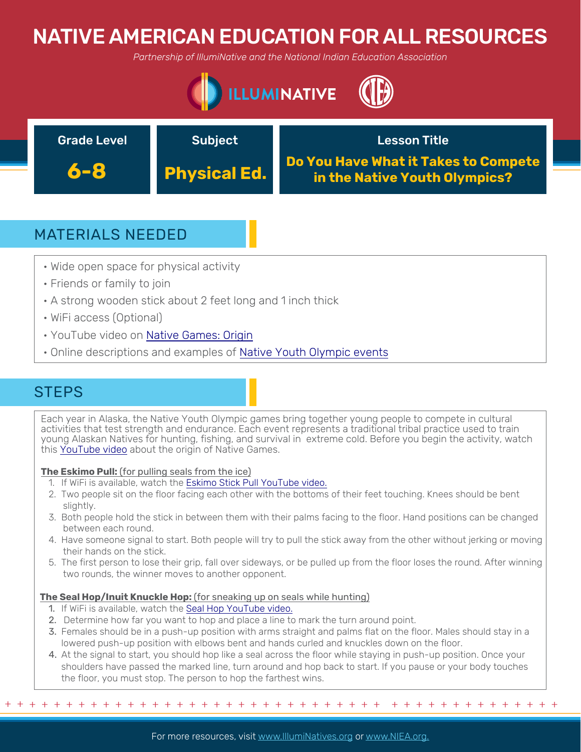# NATIVE AMERICAN EDUCATION FOR ALL RESOURCES

*Partnership of IllumiNative and the National Indian Education Association*

| Grade Level | Subject | Lesson Title |
| --- | --- | --- |
| **6-8** | **Physical Ed.** | **Do You Have What it Takes to Compete in the Native Youth Olympics?** |

## MATERIALS NEEDED

- Wide open space for physical activity
- Friends or family to join
- A strong wooden stick about 2 feet long and 1 inch thick
- WiFi access (Optional)
- YouTube video on Native Games: Origin
- Online descriptions and examples of Native Youth Olympic events

## STEPS

Each year in Alaska, the Native Youth Olympic games bring together young people to compete in cultural activities that test strength and endurance. Each event represents a traditional tribal practice used to train young Alaskan Natives for hunting, fishing, and survival in extreme cold. Before you begin the activity, watch this YouTube video about the origin of Native Games.

**The Eskimo Pull:** (for pulling seals from the ice)

1. If WiFi is available, watch the Eskimo Stick Pull YouTube video.
2. Two people sit on the floor facing each other with the bottoms of their feet touching. Knees should be bent slightly.
3. Both people hold the stick in between them with their palms facing to the floor. Hand positions can be changed between each round.
4. Have someone signal to start. Both people will try to pull the stick away from the other without jerking or moving their hands on the stick.
5. The first person to lose their grip, fall over sideways, or be pulled up from the floor loses the round. After winning two rounds, the winner moves to another opponent.

**The Seal Hop/Inuit Knuckle Hop:** (for sneaking up on seals while hunting)

1. If WiFi is available, watch the Seal Hop YouTube video.
2. Determine how far you want to hop and place a line to mark the turn around point.
3. Females should be in a push-up position with arms straight and palms flat on the floor. Males should stay in a lowered push-up position with elbows bent and hands curled and knuckles down on the floor.
4. At the signal to start, you should hop like a seal across the floor while staying in push-up position. Once your shoulders have passed the marked line, turn around and hop back to start. If you pause or your body touches the floor, you must stop. The person to hop the farthest wins.

For more resources, visit www.IllumiNatives.org or www.NIEA.org.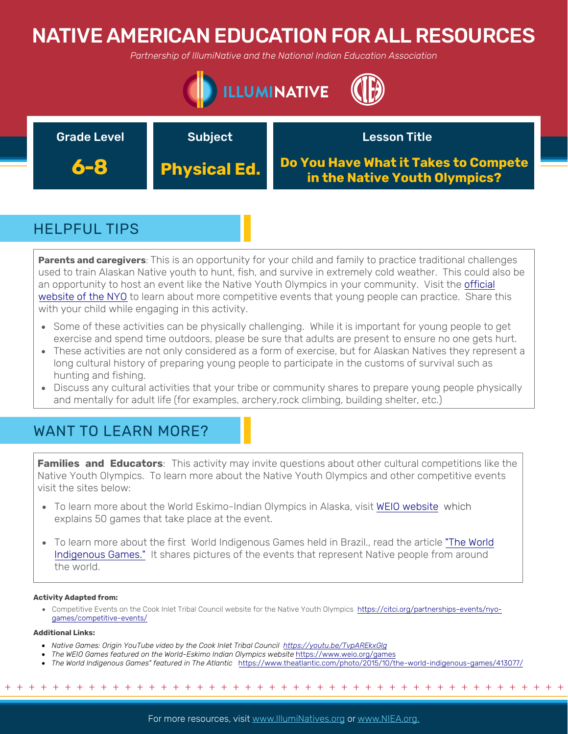# NATIVE AMERICAN EDUCATION FOR ALL RESOURCES

*Partnership of IllumiNative and the National Indian Education Association*

| Grade Level | Subject | Lesson Title |
|---|---|---|
| **6-8** | **Physical Ed.** | **Do You Have What it Takes to Compete in the Native Youth Olympics?** |

## HELPFUL TIPS

**Parents and caregivers**: This is an opportunity for your child and family to practice traditional challenges used to train Alaskan Native youth to hunt, fish, and survive in extremely cold weather. This could also be an opportunity to host an event like the Native Youth Olympics in your community. Visit the official website of the NYO to learn about more competitive events that young people can practice. Share this with your child while engaging in this activity.

- Some of these activities can be physically challenging. While it is important for young people to get exercise and spend time outdoors, please be sure that adults are present to ensure no one gets hurt.
- These activities are not only considered as a form of exercise, but for Alaskan Natives they represent a long cultural history of preparing young people to participate in the customs of survival such as hunting and fishing.
- Discuss any cultural activities that your tribe or community shares to prepare young people physically and mentally for adult life (for examples, archery,rock climbing, building shelter, etc.)

## WANT TO LEARN MORE?

**Families and Educators**: This activity may invite questions about other cultural competitions like the Native Youth Olympics. To learn more about the Native Youth Olympics and other competitive events visit the sites below:

- To learn more about the World Eskimo-Indian Olympics in Alaska, visit WEIO website which explains 50 games that take place at the event.
- To learn more about the first World Indigenous Games held in Brazil., read the article "The World Indigenous Games." It shares pictures of the events that represent Native people from around the world.

**Activity Adapted from:**

- Competitive Events on the Cook Inlet Tribal Council website for the Native Youth Olympics https://citci.org/partnerships-events/nyo-games/competitive-events/

**Additional Links:**

- *Native Games: Origin YouTube video by the Cook Inlet Tribal Council* https://youtu.be/TvpAREkxGlg
- *The WEIO Games featured on the World-Eskimo Indian Olympics website* https://www.weio.org/games
- *The World Indigenous Games" featured in The Atlantic* https://www.theatlantic.com/photo/2015/10/the-world-indigenous-games/413077/

For more resources, visit www.IllumiNatives.org or www.NIEA.org.